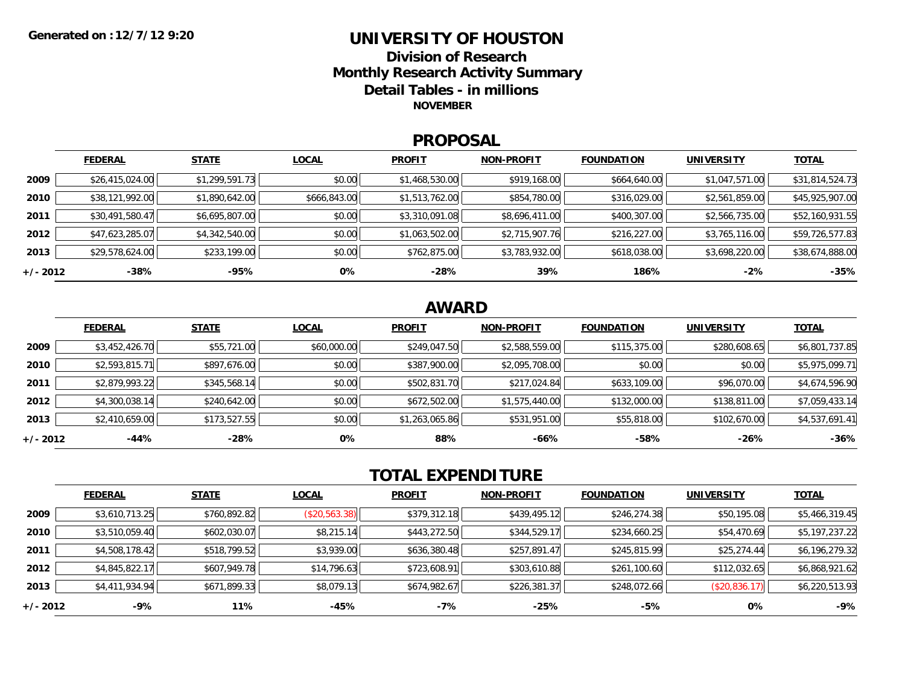Generated on : 12/7/12 9:20

# UNIVERSITY OF HOUSTON

## Division of Research

## Monthly Research Activity Summary

## Detail Tables - in millions

**NOVEMBER**

## PROPOSAL

| | FEDERAL | STATE | LOCAL | PROFIT | NON-PROFIT | FOUNDATION | UNIVERSITY | TOTAL |
|---|---|---|---|---|---|---|---|---|
| 2009 | $26,415,024.00 | $1,299,591.73 | $0.00 | $1,468,530.00 | $919,168.00 | $664,640.00 | $1,047,571.00 | $31,814,524.73 |
| 2010 | $38,121,992.00 | $1,890,642.00 | $666,843.00 | $1,513,762.00 | $854,780.00 | $316,029.00 | $2,561,859.00 | $45,925,907.00 |
| 2011 | $30,491,580.47 | $6,695,807.00 | $0.00 | $3,310,091.08 | $8,696,411.00 | $400,307.00 | $2,566,735.00 | $52,160,931.55 |
| 2012 | $47,623,285.07 | $4,342,540.00 | $0.00 | $1,063,502.00 | $2,715,907.76 | $216,227.00 | $3,765,116.00 | $59,726,577.83 |
| 2013 | $29,578,624.00 | $233,199.00 | $0.00 | $762,875.00 | $3,783,932.00 | $618,038.00 | $3,698,220.00 | $38,674,888.00 |
| +/- 2012 | -38% | -95% | 0% | -28% | 39% | 186% | -2% | -35% |

## AWARD

| | FEDERAL | STATE | LOCAL | PROFIT | NON-PROFIT | FOUNDATION | UNIVERSITY | TOTAL |
|---|---|---|---|---|---|---|---|---|
| 2009 | $3,452,426.70 | $55,721.00 | $60,000.00 | $249,047.50 | $2,588,559.00 | $115,375.00 | $280,608.65 | $6,801,737.85 |
| 2010 | $2,593,815.71 | $897,676.00 | $0.00 | $387,900.00 | $2,095,708.00 | $0.00 | $0.00 | $5,975,099.71 |
| 2011 | $2,879,993.22 | $345,568.14 | $0.00 | $502,831.70 | $217,024.84 | $633,109.00 | $96,070.00 | $4,674,596.90 |
| 2012 | $4,300,038.14 | $240,642.00 | $0.00 | $672,502.00 | $1,575,440.00 | $132,000.00 | $138,811.00 | $7,059,433.14 |
| 2013 | $2,410,659.00 | $173,527.55 | $0.00 | $1,263,065.86 | $531,951.00 | $55,818.00 | $102,670.00 | $4,537,691.41 |
| +/- 2012 | -44% | -28% | 0% | 88% | -66% | -58% | -26% | -36% |

## TOTAL EXPENDITURE

| | FEDERAL | STATE | LOCAL | PROFIT | NON-PROFIT | FOUNDATION | UNIVERSITY | TOTAL |
|---|---|---|---|---|---|---|---|---|
| 2009 | $3,610,713.25 | $760,892.82 | ($20,563.38) | $379,312.18 | $439,495.12 | $246,274.38 | $50,195.08 | $5,466,319.45 |
| 2010 | $3,510,059.40 | $602,030.07 | $8,215.14 | $443,272.50 | $344,529.17 | $234,660.25 | $54,470.69 | $5,197,237.22 |
| 2011 | $4,508,178.42 | $518,799.52 | $3,939.00 | $636,380.48 | $257,891.47 | $245,815.99 | $25,274.44 | $6,196,279.32 |
| 2012 | $4,845,822.17 | $607,949.78 | $14,796.63 | $723,608.91 | $303,610.88 | $261,100.60 | $112,032.65 | $6,868,921.62 |
| 2013 | $4,411,934.94 | $671,899.33 | $8,079.13 | $674,982.67 | $226,381.37 | $248,072.66 | ($20,836.17) | $6,220,513.93 |
| +/- 2012 | -9% | 11% | -45% | -7% | -25% | -5% | 0% | -9% |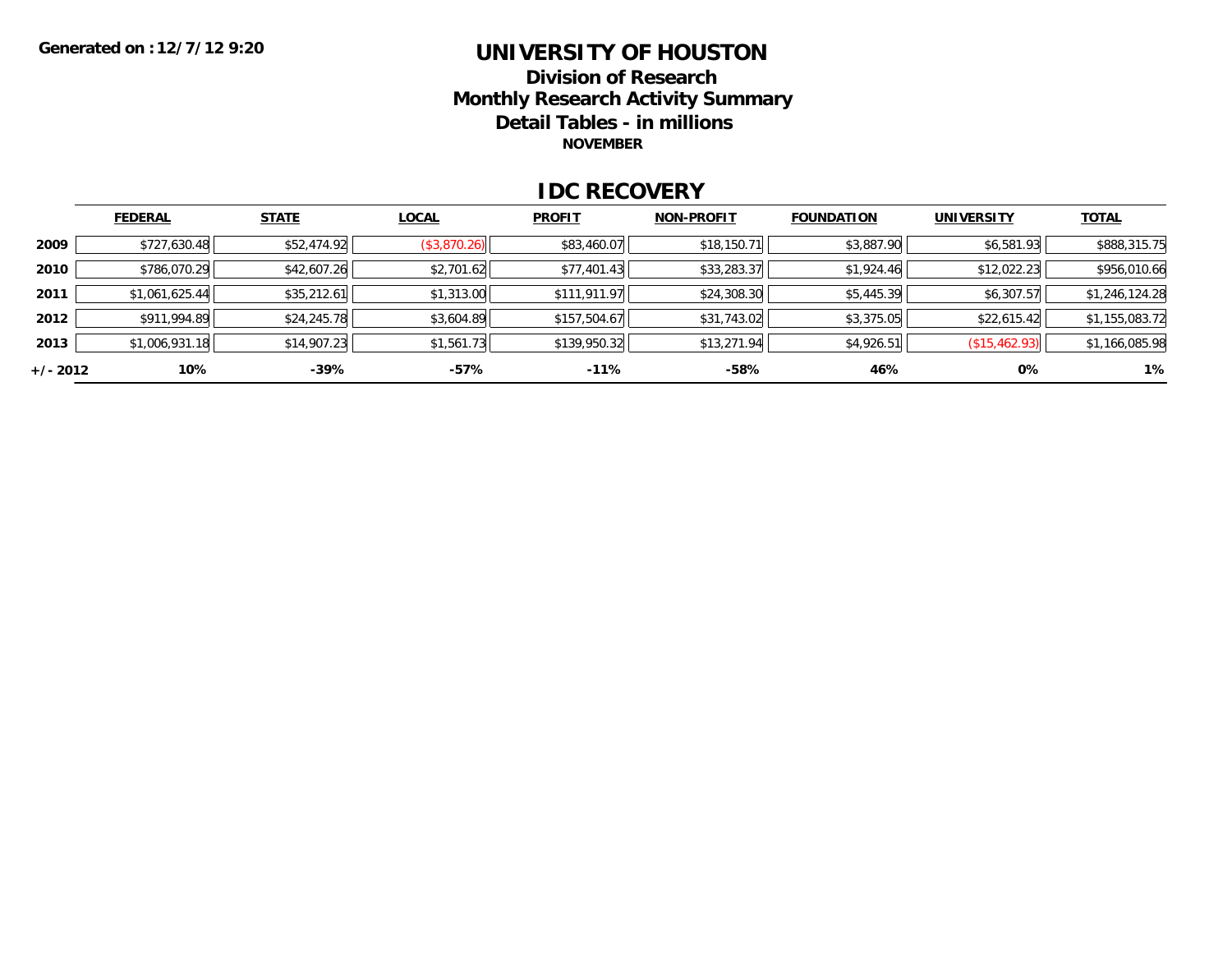Generated on : 12/7/12 9:20

# UNIVERSITY OF HOUSTON

## Division of Research

## Monthly Research Activity Summary

## Detail Tables - in millions

**NOVEMBER**

## IDC RECOVERY

| | FEDERAL | STATE | LOCAL | PROFIT | NON-PROFIT | FOUNDATION | UNIVERSITY | TOTAL |
|---|---|---|---|---|---|---|---|---|
| **2009** | $727,630.48 | $52,474.92 | ($3,870.26) | $83,460.07 | $18,150.71 | $3,887.90 | $6,581.93 | $888,315.75 |
| **2010** | $786,070.29 | $42,607.26 | $2,701.62 | $77,401.43 | $33,283.37 | $1,924.46 | $12,022.23 | $956,010.66 |
| **2011** | $1,061,625.44 | $35,212.61 | $1,313.00 | $111,911.97 | $24,308.30 | $5,445.39 | $6,307.57 | $1,246,124.28 |
| **2012** | $911,994.89 | $24,245.78 | $3,604.89 | $157,504.67 | $31,743.02 | $3,375.05 | $22,615.42 | $1,155,083.72 |
| **2013** | $1,006,931.18 | $14,907.23 | $1,561.73 | $139,950.32 | $13,271.94 | $4,926.51 | ($15,462.93) | $1,166,085.98 |
| **+/- 2012** | **10%** | **-39%** | **-57%** | **-11%** | **-58%** | **46%** | **0%** | **1%** |